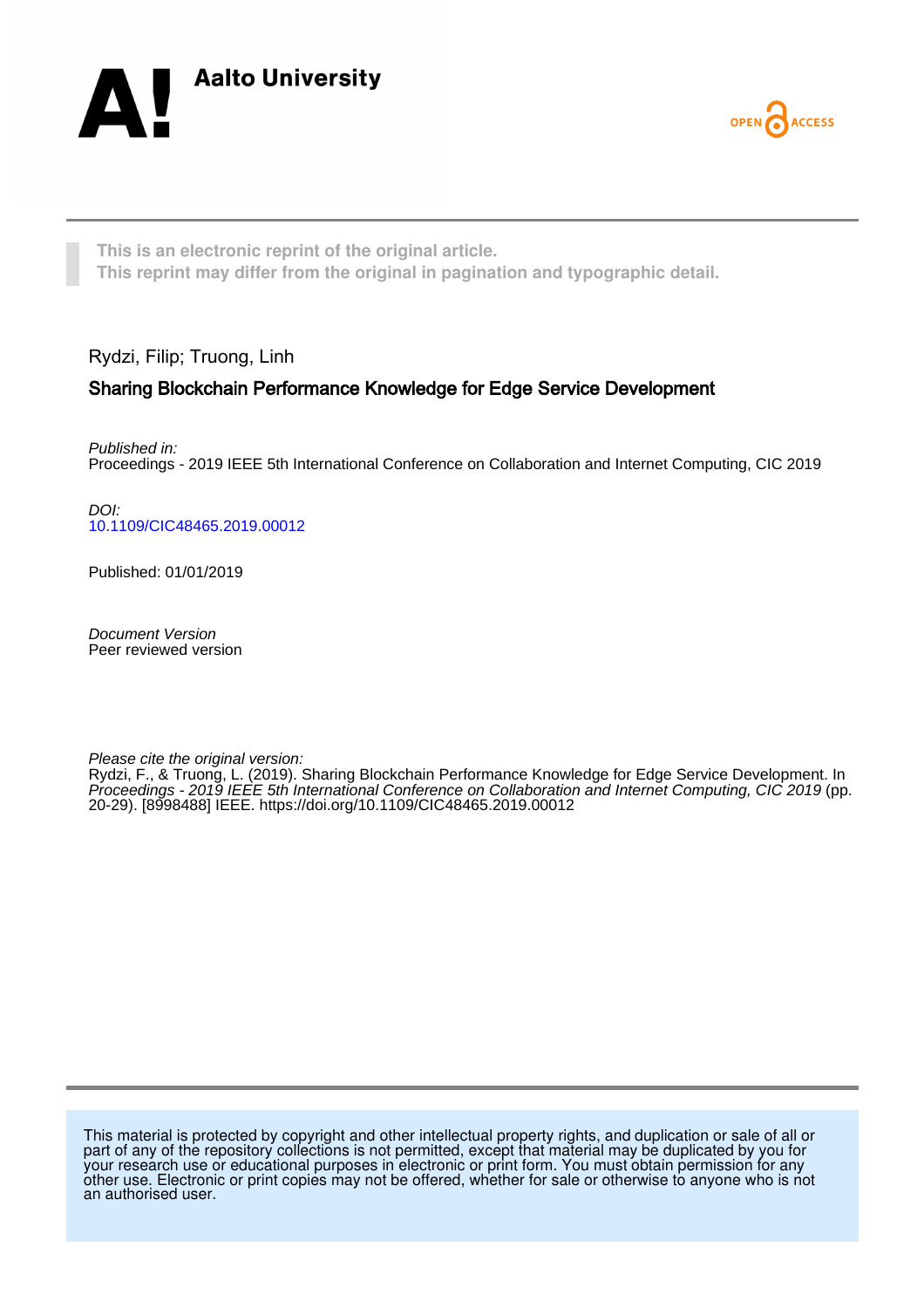Aalto University

OPEN ACCESS

This is an electronic reprint of the original article.
This reprint may differ from the original in pagination and typographic detail.

Rydzi, Filip; Truong, Linh

# Sharing Blockchain Performance Knowledge for Edge Service Development

*Published in:*
Proceedings - 2019 IEEE 5th International Conference on Collaboration and Internet Computing, CIC 2019

*DOI:*
10.1109/CIC48465.2019.00012

Published: 01/01/2019

*Document Version*
Peer reviewed version

*Please cite the original version:*
Rydzi, F., & Truong, L. (2019). Sharing Blockchain Performance Knowledge for Edge Service Development. In *Proceedings - 2019 IEEE 5th International Conference on Collaboration and Internet Computing, CIC 2019* (pp. 20-29). [8998488] IEEE. https://doi.org/10.1109/CIC48465.2019.00012

This material is protected by copyright and other intellectual property rights, and duplication or sale of all or part of any of the repository collections is not permitted, except that material may be duplicated by you for your research use or educational purposes in electronic or print form. You must obtain permission for any other use. Electronic or print copies may not be offered, whether for sale or otherwise to anyone who is not an authorised user.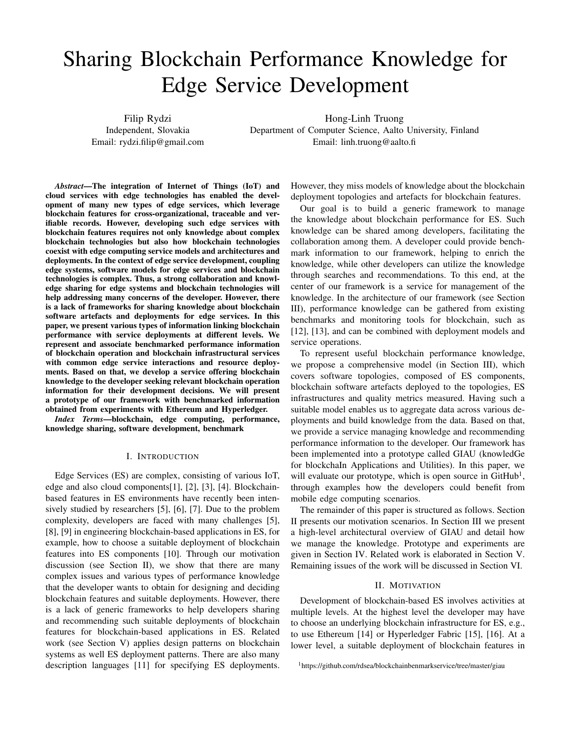# Sharing Blockchain Performance Knowledge for Edge Service Development

Filip Rydzi
Independent, Slovakia
Email: rydzi.filip@gmail.com

Hong-Linh Truong
Department of Computer Science, Aalto University, Finland
Email: linh.truong@aalto.fi

***Abstract*—The integration of Internet of Things (IoT) and cloud services with edge technologies has enabled the development of many new types of edge services, which leverage blockchain features for cross-organizational, traceable and verifiable records. However, developing such edge services with blockchain features requires not only knowledge about complex blockchain technologies but also how blockchain technologies coexist with edge computing service models and architectures and deployments. In the context of edge service development, coupling edge systems, software models for edge services and blockchain technologies is complex. Thus, a strong collaboration and knowledge sharing for edge systems and blockchain technologies will help addressing many concerns of the developer. However, there is a lack of frameworks for sharing knowledge about blockchain software artefacts and deployments for edge services. In this paper, we present various types of information linking blockchain performance with service deployments at different levels. We represent and associate benchmarked performance information of blockchain operation and blockchain infrastructural services with common edge service interactions and resource deployments. Based on that, we develop a service offering blockchain knowledge to the developer seeking relevant blockchain operation information for their development decisions. We will present a prototype of our framework with benchmarked information obtained from experiments with Ethereum and Hyperledger.**

***Index Terms*—blockchain, edge computing, performance, knowledge sharing, software development, benchmark**

## I. Introduction

Edge Services (ES) are complex, consisting of various IoT, edge and also cloud components[1], [2], [3], [4]. Blockchain-based features in ES environments have recently been intensively studied by researchers [5], [6], [7]. Due to the problem complexity, developers are faced with many challenges [5], [8], [9] in engineering blockchain-based applications in ES, for example, how to choose a suitable deployment of blockchain features into ES components [10]. Through our motivation discussion (see Section II), we show that there are many complex issues and various types of performance knowledge that the developer wants to obtain for designing and deciding blockchain features and suitable deployments. However, there is a lack of generic frameworks to help developers sharing and recommending such suitable deployments of blockchain features for blockchain-based applications in ES. Related work (see Section V) applies design patterns on blockchain systems as well ES deployment patterns. There are also many description languages [11] for specifying ES deployments. However, they miss models of knowledge about the blockchain deployment topologies and artefacts for blockchain features.

Our goal is to build a generic framework to manage the knowledge about blockchain performance for ES. Such knowledge can be shared among developers, facilitating the collaboration among them. A developer could provide benchmark information to our framework, helping to enrich the knowledge, while other developers can utilize the knowledge through searches and recommendations. To this end, at the center of our framework is a service for management of the knowledge. In the architecture of our framework (see Section III), performance knowledge can be gathered from existing benchmarks and monitoring tools for blockchain, such as [12], [13], and can be combined with deployment models and service operations.

To represent useful blockchain performance knowledge, we propose a comprehensive model (in Section III), which covers software topologies, composed of ES components, blockchain software artefacts deployed to the topologies, ES infrastructures and quality metrics measured. Having such a suitable model enables us to aggregate data across various deployments and build knowledge from the data. Based on that, we provide a service managing knowledge and recommending performance information to the developer. Our framework has been implemented into a prototype called GIAU (knowledGe for blockchaIn Applications and Utilities). In this paper, we will evaluate our prototype, which is open source in GitHub[1], through examples how the developers could benefit from mobile edge computing scenarios.

The remainder of this paper is structured as follows. Section II presents our motivation scenarios. In Section III we present a high-level architectural overview of GIAU and detail how we manage the knowledge. Prototype and experiments are given in Section IV. Related work is elaborated in Section V. Remaining issues of the work will be discussed in Section VI.

## II. Motivation

Development of blockchain-based ES involves activities at multiple levels. At the highest level the developer may have to choose an underlying blockchain infrastructure for ES, e.g., to use Ethereum [14] or Hyperledger Fabric [15], [16]. At a lower level, a suitable deployment of blockchain features in

[1] https://github.com/rdsea/blockchainbenmarkservice/tree/master/giau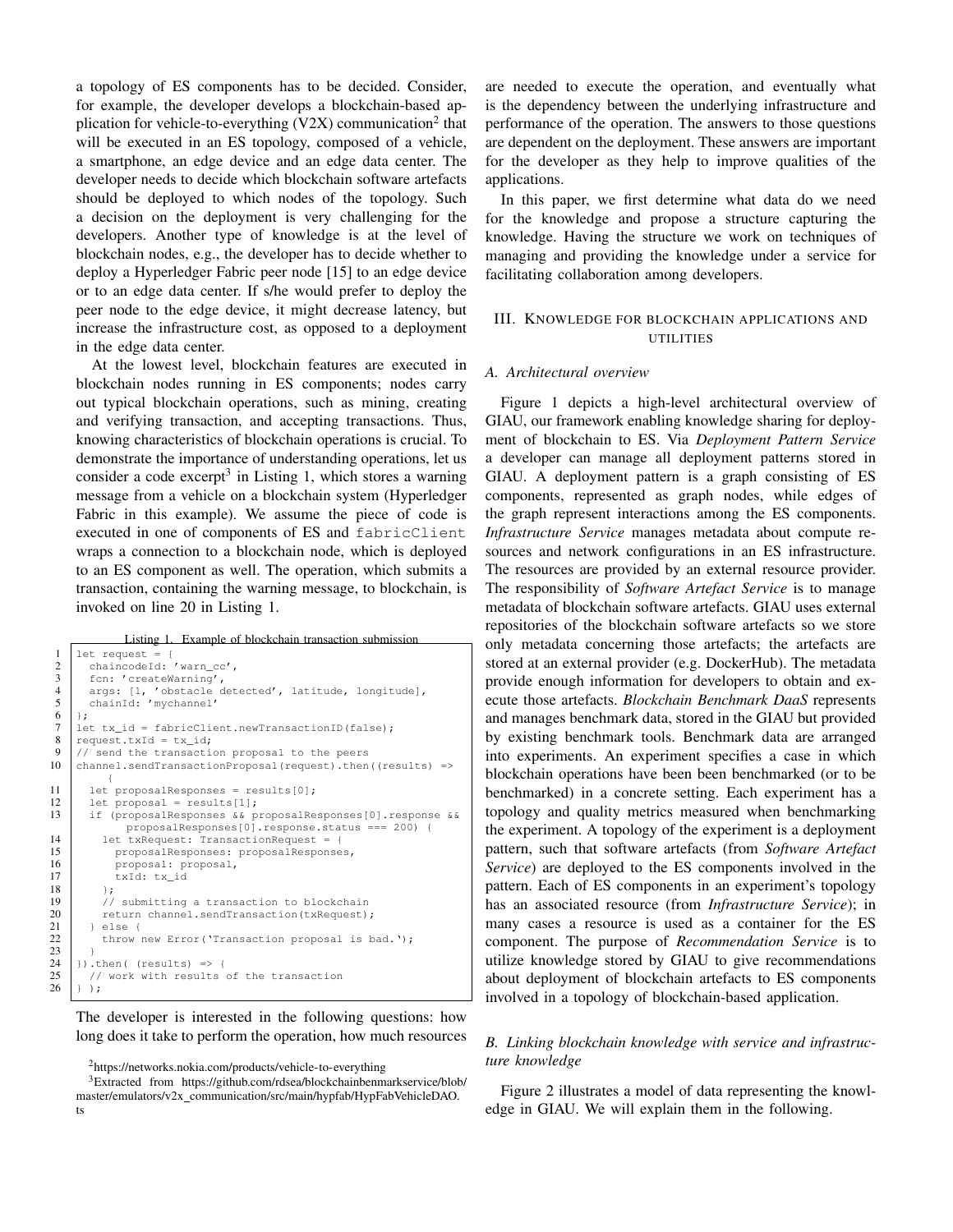a topology of ES components has to be decided. Consider, for example, the developer develops a blockchain-based application for vehicle-to-everything (V2X) communication[2] that will be executed in an ES topology, composed of a vehicle, a smartphone, an edge device and an edge data center. The developer needs to decide which blockchain software artefacts should be deployed to which nodes of the topology. Such a decision on the deployment is very challenging for the developers. Another type of knowledge is at the level of blockchain nodes, e.g., the developer has to decide whether to deploy a Hyperledger Fabric peer node [15] to an edge device or to an edge data center. If s/he would prefer to deploy the peer node to the edge device, it might decrease latency, but increase the infrastructure cost, as opposed to a deployment in the edge data center.

At the lowest level, blockchain features are executed in blockchain nodes running in ES components; nodes carry out typical blockchain operations, such as mining, creating and verifying transaction, and accepting transactions. Thus, knowing characteristics of blockchain operations is crucial. To demonstrate the importance of understanding operations, let us consider a code excerpt[3] in Listing 1, which stores a warning message from a vehicle on a blockchain system (Hyperledger Fabric in this example). We assume the piece of code is executed in one of components of ES and `fabricClient` wraps a connection to a blockchain node, which is deployed to an ES component as well. The operation, which submits a transaction, containing the warning message, to blockchain, is invoked on line 20 in Listing 1.

Listing 1. Example of blockchain transaction submission

```
1  let request = {
2    chaincodeId: 'warn_cc',
3    fcn: 'createWarning',
4    args: [1, 'obstacle detected', latitude, longitude],
5    chainId: 'mychannel'
6  };
7  let tx_id = fabricClient.newTransactionID(false);
8  request.txId = tx_id;
9  // send the transaction proposal to the peers
10 channel.sendTransactionProposal(request).then((results) =>
     {
11   let proposalResponses = results[0];
12   let proposal = results[1];
13   if (proposalResponses && proposalResponses[0].response &&
         proposalResponses[0].response.status === 200) {
14     let txRequest: TransactionRequest = {
15       proposalResponses: proposalResponses,
16       proposal: proposal,
17       txId: tx_id
18     };
19     // submitting a transaction to blockchain
20     return channel.sendTransaction(txRequest);
21   } else {
22     throw new Error('Transaction proposal is bad.');
23   }
24 }).then( (results) => {
25   // work with results of the transaction
26 } );
```

The developer is interested in the following questions: how long does it take to perform the operation, how much resources are needed to execute the operation, and eventually what is the dependency between the underlying infrastructure and performance of the operation. The answers to those questions are dependent on the deployment. These answers are important for the developer as they help to improve qualities of the applications.

In this paper, we first determine what data do we need for the knowledge and propose a structure capturing the knowledge. Having the structure we work on techniques of managing and providing the knowledge under a service for facilitating collaboration among developers.

## III. Knowledge for blockchain applications and utilities

### A. Architectural overview

Figure 1 depicts a high-level architectural overview of GIAU, our framework enabling knowledge sharing for deployment of blockchain to ES. Via *Deployment Pattern Service* a developer can manage all deployment patterns stored in GIAU. A deployment pattern is a graph consisting of ES components, represented as graph nodes, while edges of the graph represent interactions among the ES components. *Infrastructure Service* manages metadata about compute resources and network configurations in an ES infrastructure. The resources are provided by an external resource provider. The responsibility of *Software Artefact Service* is to manage metadata of blockchain software artefacts. GIAU uses external repositories of the blockchain software artefacts so we store only metadata concerning those artefacts; the artefacts are stored at an external provider (e.g. DockerHub). The metadata provide enough information for developers to obtain and execute those artefacts. *Blockchain Benchmark DaaS* represents and manages benchmark data, stored in the GIAU but provided by existing benchmark tools. Benchmark data are arranged into experiments. An experiment specifies a case in which blockchain operations have been been benchmarked (or to be benchmarked) in a concrete setting. Each experiment has a topology and quality metrics measured when benchmarking the experiment. A topology of the experiment is a deployment pattern, such that software artefacts (from *Software Artefact Service*) are deployed to the ES components involved in the pattern. Each of ES components in an experiment's topology has an associated resource (from *Infrastructure Service*); in many cases a resource is used as a container for the ES component. The purpose of *Recommendation Service* is to utilize knowledge stored by GIAU to give recommendations about deployment of blockchain artefacts to ES components involved in a topology of blockchain-based application.

### B. Linking blockchain knowledge with service and infrastructure knowledge

Figure 2 illustrates a model of data representing the knowledge in GIAU. We will explain them in the following.

[2] https://networks.nokia.com/products/vehicle-to-everything

[3] Extracted from https://github.com/rdsea/blockchainbenmarkservice/blob/master/emulators/v2x_communication/src/main/hypfab/HypFabVehicleDAO.ts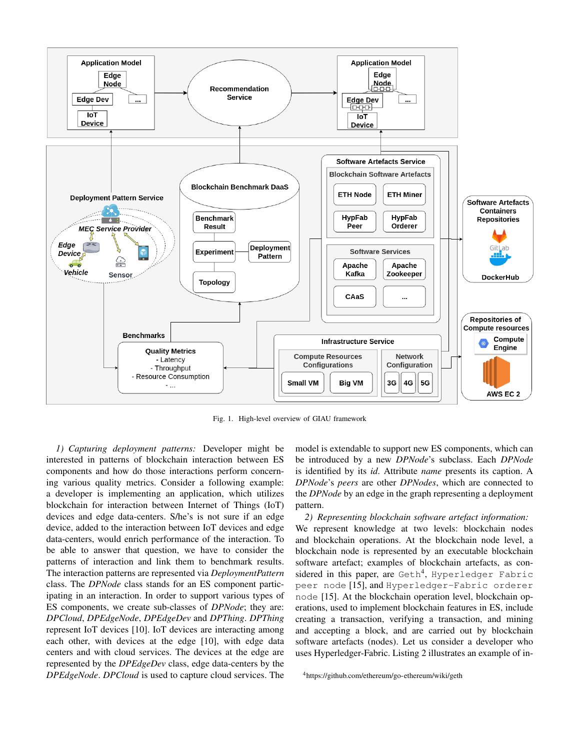Fig. 1. High-level overview of GIAU framework

*1) Capturing deployment patterns:* Developer might be interested in patterns of blockchain interaction between ES components and how do those interactions perform concerning various quality metrics. Consider a following example: a developer is implementing an application, which utilizes blockchain for interaction between Internet of Things (IoT) devices and edge data-centers. S/he's is not sure if an edge device, added to the interaction between IoT devices and edge data-centers, would enrich performance of the interaction. To be able to answer that question, we have to consider the patterns of interaction and link them to benchmark results. The interaction patterns are represented via *DeploymentPattern* class. The *DPNode* class stands for an ES component participating in an interaction. In order to support various types of ES components, we create sub-classes of *DPNode*; they are: *DPCloud*, *DPEdgeNode*, *DPEdgeDev* and *DPThing*. *DPThing* represent IoT devices [10]. IoT devices are interacting among each other, with devices at the edge [10], with edge data centers and with cloud services. The devices at the edge are represented by the *DPEdgeDev* class, edge data-centers by the *DPEdgeNode*. *DPCloud* is used to capture cloud services. The model is extendable to support new ES components, which can be introduced by a new *DPNode*'s subclass. Each *DPNode* is identified by its *id*. Attribute *name* presents its caption. A *DPNode*'s *peers* are other *DPNodes*, which are connected to the *DPNode* by an edge in the graph representing a deployment pattern.

*2) Representing blockchain software artefact information:* We represent knowledge at two levels: blockchain nodes and blockchain operations. At the blockchain node level, a blockchain node is represented by an executable blockchain software artefact; examples of blockchain artefacts, as considered in this paper, are `Geth`[4], `Hyperledger Fabric peer node` [15], and `Hyperledger-Fabric orderer node` [15]. At the blockchain operation level, blockchain operations, used to implement blockchain features in ES, include creating a transaction, verifying a transaction, and mining and accepting a block, and are carried out by blockchain software artefacts (nodes). Let us consider a developer who uses Hyperledger-Fabric. Listing 2 illustrates an example of in-

[4]https://github.com/ethereum/go-ethereum/wiki/geth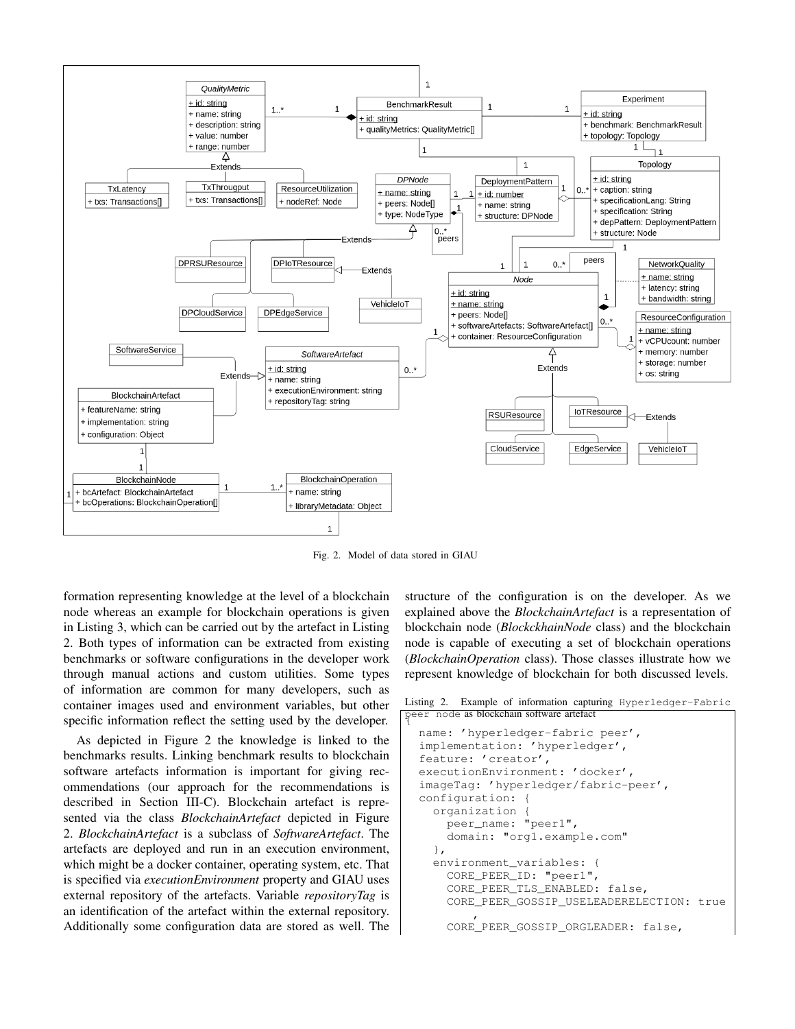Fig. 2. Model of data stored in GIAU

formation representing knowledge at the level of a blockchain node whereas an example for blockchain operations is given in Listing 3, which can be carried out by the artefact in Listing 2. Both types of information can be extracted from existing benchmarks or software configurations in the developer work through manual actions and custom utilities. Some types of information are common for many developers, such as container images used and environment variables, but other specific information reflect the setting used by the developer.

As depicted in Figure 2 the knowledge is linked to the benchmarks results. Linking benchmark results to blockchain software artefacts information is important for giving recommendations (our approach for the recommendations is described in Section III-C). Blockchain artefact is represented via the class *BlockchainArtefact* depicted in Figure 2. *BlockchainArtefact* is a subclass of *SoftwareArtefact*. The artefacts are deployed and run in an execution environment, which might be a docker container, operating system, etc. That is specified via *executionEnvironment* property and GIAU uses external repository of the artefacts. Variable *repositoryTag* is an identification of the artefact within the external repository. Additionally some configuration data are stored as well. The structure of the configuration is on the developer. As we explained above the *BlockchainArtefact* is a representation of blockchain node (*BlockckhainNode* class) and the blockchain node is capable of executing a set of blockchain operations (*BlockchainOperation* class). Those classes illustrate how we represent knowledge of blockchain for both discussed levels.

Listing 2. Example of information capturing Hyperledger-Fabric peer node as blockchain software artefact

```
{
  name: 'hyperledger-fabric peer',
  implementation: 'hyperledger',
  feature: 'creator',
  executionEnvironment: 'docker',
  imageTag: 'hyperledger/fabric-peer',
  configuration: {
    organization {
      peer_name: "peer1",
      domain: "org1.example.com"
    },
    environment_variables: {
      CORE_PEER_ID: "peer1",
      CORE_PEER_TLS_ENABLED: false,
      CORE_PEER_GOSSIP_USELEADERELECTION: true
        ,
      CORE_PEER_GOSSIP_ORGLEADER: false,
```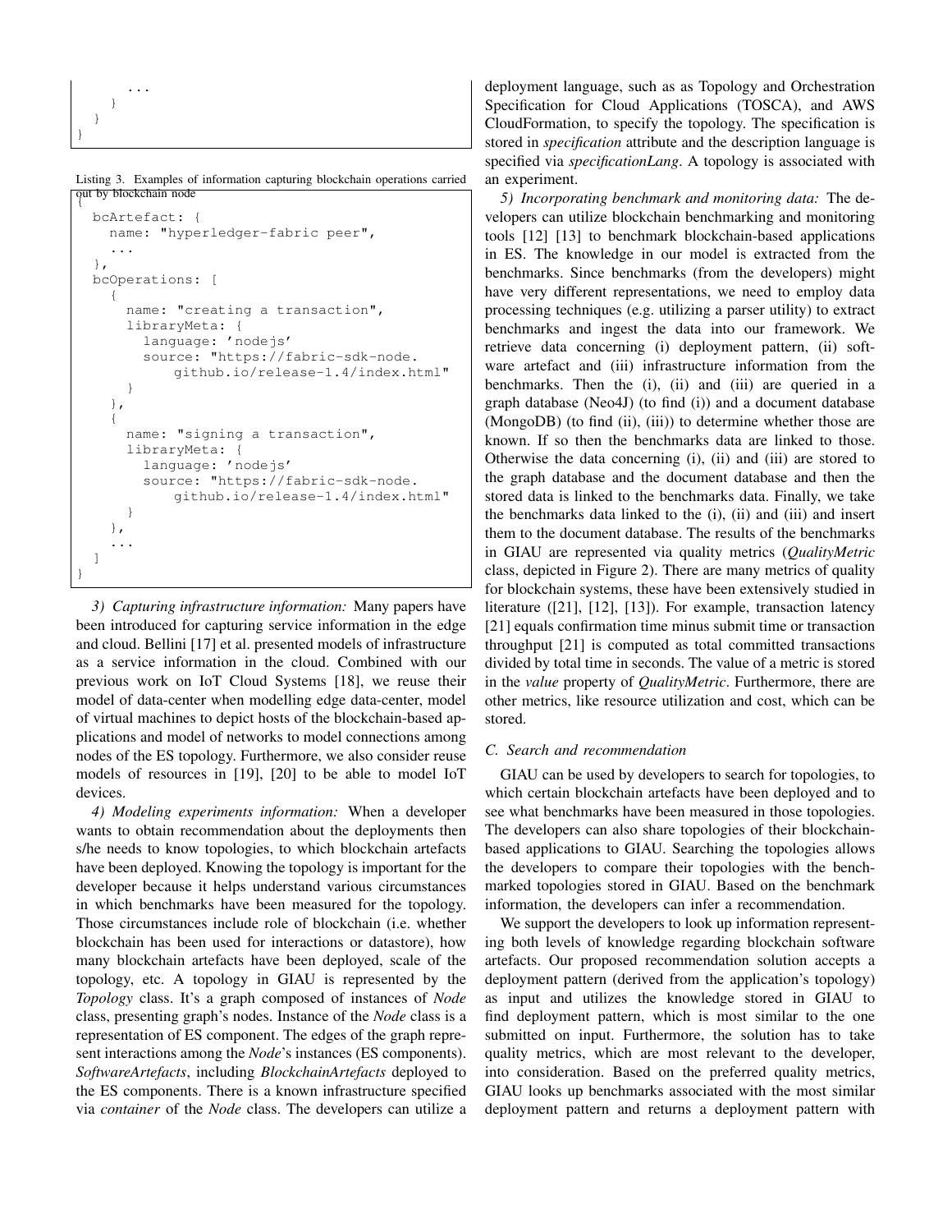```
      ...
    }
  }
}
```

Listing 3. Examples of information capturing blockchain operations carried out by blockchain node

```
{
  bcArtefact: {
    name: "hyperledger-fabric peer",
    ...
  },
  bcOperations: [
    {
      name: "creating a transaction",
      libraryMeta: {
        language: 'nodejs'
        source: "https://fabric-sdk-node.
            github.io/release-1.4/index.html"
      }
    },
    {
      name: "signing a transaction",
      libraryMeta: {
        language: 'nodejs'
        source: "https://fabric-sdk-node.
            github.io/release-1.4/index.html"
      }
    },
    ...
  ]
}
```

*3) Capturing infrastructure information:* Many papers have been introduced for capturing service information in the edge and cloud. Bellini [17] et al. presented models of infrastructure as a service information in the cloud. Combined with our previous work on IoT Cloud Systems [18], we reuse their model of data-center when modelling edge data-center, model of virtual machines to depict hosts of the blockchain-based applications and model of networks to model connections among nodes of the ES topology. Furthermore, we also consider reuse models of resources in [19], [20] to be able to model IoT devices.

*4) Modeling experiments information:* When a developer wants to obtain recommendation about the deployments then s/he needs to know topologies, to which blockchain artefacts have been deployed. Knowing the topology is important for the developer because it helps understand various circumstances in which benchmarks have been measured for the topology. Those circumstances include role of blockchain (i.e. whether blockchain has been used for interactions or datastore), how many blockchain artefacts have been deployed, scale of the topology, etc. A topology in GIAU is represented by the *Topology* class. It's a graph composed of instances of *Node* class, presenting graph's nodes. Instance of the *Node* class is a representation of ES component. The edges of the graph represent interactions among the *Node*'s instances (ES components). *SoftwareArtefacts*, including *BlockchainArtefacts* deployed to the ES components. There is a known infrastructure specified via *container* of the *Node* class. The developers can utilize a deployment language, such as as Topology and Orchestration Specification for Cloud Applications (TOSCA), and AWS CloudFormation, to specify the topology. The specification is stored in *specification* attribute and the description language is specified via *specificationLang*. A topology is associated with an experiment.

*5) Incorporating benchmark and monitoring data:* The developers can utilize blockchain benchmarking and monitoring tools [12] [13] to benchmark blockchain-based applications in ES. The knowledge in our model is extracted from the benchmarks. Since benchmarks (from the developers) might have very different representations, we need to employ data processing techniques (e.g. utilizing a parser utility) to extract benchmarks and ingest the data into our framework. We retrieve data concerning (i) deployment pattern, (ii) software artefact and (iii) infrastructure information from the benchmarks. Then the (i), (ii) and (iii) are queried in a graph database (Neo4J) (to find (i)) and a document database (MongoDB) (to find (ii), (iii)) to determine whether those are known. If so then the benchmarks data are linked to those. Otherwise the data concerning (i), (ii) and (iii) are stored to the graph database and the document database and then the stored data is linked to the benchmarks data. Finally, we take the benchmarks data linked to the (i), (ii) and (iii) and insert them to the document database. The results of the benchmarks in GIAU are represented via quality metrics (*QualityMetric* class, depicted in Figure 2). There are many metrics of quality for blockchain systems, these have been extensively studied in literature ([21], [12], [13]). For example, transaction latency [21] equals confirmation time minus submit time or transaction throughput [21] is computed as total committed transactions divided by total time in seconds. The value of a metric is stored in the *value* property of *QualityMetric*. Furthermore, there are other metrics, like resource utilization and cost, which can be stored.

### C. Search and recommendation

GIAU can be used by developers to search for topologies, to which certain blockchain artefacts have been deployed and to see what benchmarks have been measured in those topologies. The developers can also share topologies of their blockchain-based applications to GIAU. Searching the topologies allows the developers to compare their topologies with the benchmarked topologies stored in GIAU. Based on the benchmark information, the developers can infer a recommendation.

We support the developers to look up information representing both levels of knowledge regarding blockchain software artefacts. Our proposed recommendation solution accepts a deployment pattern (derived from the application's topology) as input and utilizes the knowledge stored in GIAU to find deployment pattern, which is most similar to the one submitted on input. Furthermore, the solution has to take quality metrics, which are most relevant to the developer, into consideration. Based on the preferred quality metrics, GIAU looks up benchmarks associated with the most similar deployment pattern and returns a deployment pattern with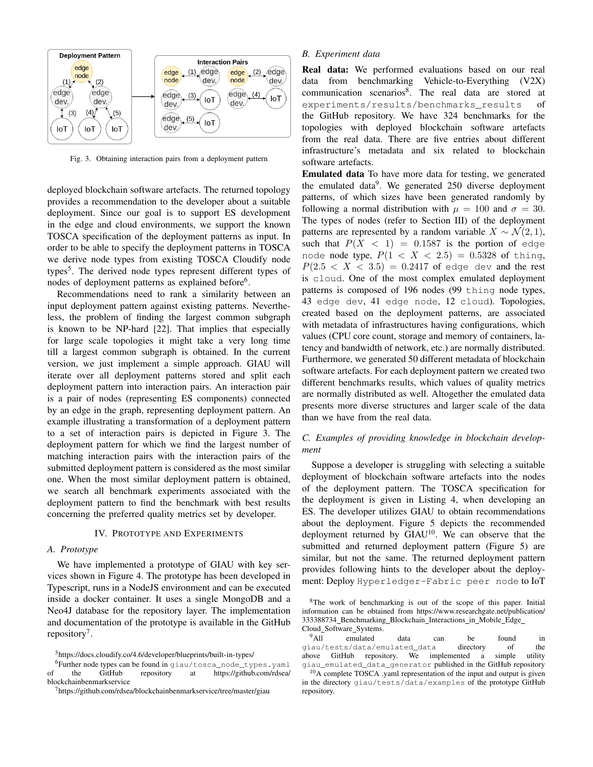Fig. 3. Obtaining interaction pairs from a deployment pattern

deployed blockchain software artefacts. The returned topology provides a recommendation to the developer about a suitable deployment. Since our goal is to support ES development in the edge and cloud environments, we support the known TOSCA specification of the deployment patterns as input. In order to be able to specify the deployment patterns in TOSCA we derive node types from existing TOSCA Cloudify node types[5]. The derived node types represent different types of nodes of deployment patterns as explained before[6].

Recommendations need to rank a similarity between an input deployment pattern against existing patterns. Nevertheless, the problem of finding the largest common subgraph is known to be NP-hard [22]. That implies that especially for large scale topologies it might take a very long time till a largest common subgraph is obtained. In the current version, we just implement a simple approach. GIAU will iterate over all deployment patterns stored and split each deployment pattern into interaction pairs. An interaction pair is a pair of nodes (representing ES components) connected by an edge in the graph, representing deployment pattern. An example illustrating a transformation of a deployment pattern to a set of interaction pairs is depicted in Figure 3. The deployment pattern for which we find the largest number of matching interaction pairs with the interaction pairs of the submitted deployment pattern is considered as the most similar one. When the most similar deployment pattern is obtained, we search all benchmark experiments associated with the deployment pattern to find the benchmark with best results concerning the preferred quality metrics set by developer.

## IV. Prototype and Experiments

### A. Prototype

We have implemented a prototype of GIAU with key services shown in Figure 4. The prototype has been developed in Typescript, runs in a NodeJS environment and can be executed inside a docker container. It uses a single MongoDB and a Neo4J database for the repository layer. The implementation and documentation of the prototype is available in the GitHub repository[7].

### B. Experiment data

**Real data:** We performed evaluations based on our real data from benchmarking Vehicle-to-Everything (V2X) communication scenarios[8]. The real data are stored at `experiments/results/benchmarks_results` of the GitHub repository. We have 324 benchmarks for the topologies with deployed blockchain software artefacts from the real data. There are five entries about different infrastructure's metadata and six related to blockchain software artefacts.

**Emulated data** To have more data for testing, we generated the emulated data[9]. We generated 250 diverse deployment patterns, of which sizes have been generated randomly by following a normal distribution with $\mu = 100$ and $\sigma = 30$. The types of nodes (refer to Section III) of the deployment patterns are represented by a random variable $X \sim \mathcal{N}(2, 1)$, such that $P(X < 1) = 0.1587$ is the portion of `edge node` node type, $P(1 < X < 2.5) = 0.5328$ of `thing`, $P(2.5 < X < 3.5) = 0.2417$ of `edge dev` and the rest is `cloud`. One of the most complex emulated deployment patterns is composed of 196 nodes (99 `thing` node types, 43 `edge dev`, 41 `edge node`, 12 `cloud`). Topologies, created based on the deployment patterns, are associated with metadata of infrastructures having configurations, which values (CPU core count, storage and memory of containers, latency and bandwidth of network, etc.) are normally distributed. Furthermore, we generated 50 different metadata of blockchain software artefacts. For each deployment pattern we created two different benchmarks results, which values of quality metrics are normally distributed as well. Altogether the emulated data presents more diverse structures and larger scale of the data than we have from the real data.

### C. Examples of providing knowledge in blockchain development

Suppose a developer is struggling with selecting a suitable deployment of blockchain software artefacts into the nodes of the deployment pattern. The TOSCA specification for the deployment is given in Listing 4, when developing an ES. The developer utilizes GIAU to obtain recommendations about the deployment. Figure 5 depicts the recommended deployment returned by GIAU[10]. We can observe that the submitted and returned deployment pattern (Figure 5) are similar, but not the same. The returned deployment pattern provides following hints to the developer about the deployment: Deploy `Hyperledger-Fabric peer node` to IoT

[5] https://docs.cloudify.co/4.6/developer/blueprints/built-in-types/

[6] Further node types can be found in `giau/tosca_node_types.yaml` of the GitHub repository at https://github.com/rdsea/blockchainbenmarkservice

[7] https://github.com/rdsea/blockchainbenmarkservice/tree/master/giau

[8] The work of benchmarking is out of the scope of this paper. Initial information can be obtained from https://www.researchgate.net/publication/333388734_Benchmarking_Blockchain_Interactions_in_Mobile_Edge_Cloud_Software_Systems.

[9] All emulated data can be found in `giau/tests/data/emulated_data` directory of the above GitHub repository. We implemented a simple utility `giau_emulated_data_generator` published in the GitHub repository

[10] A complete TOSCA .yaml representation of the input and output is given in the directory `giau/tests/data/examples` of the prototype GitHub repository.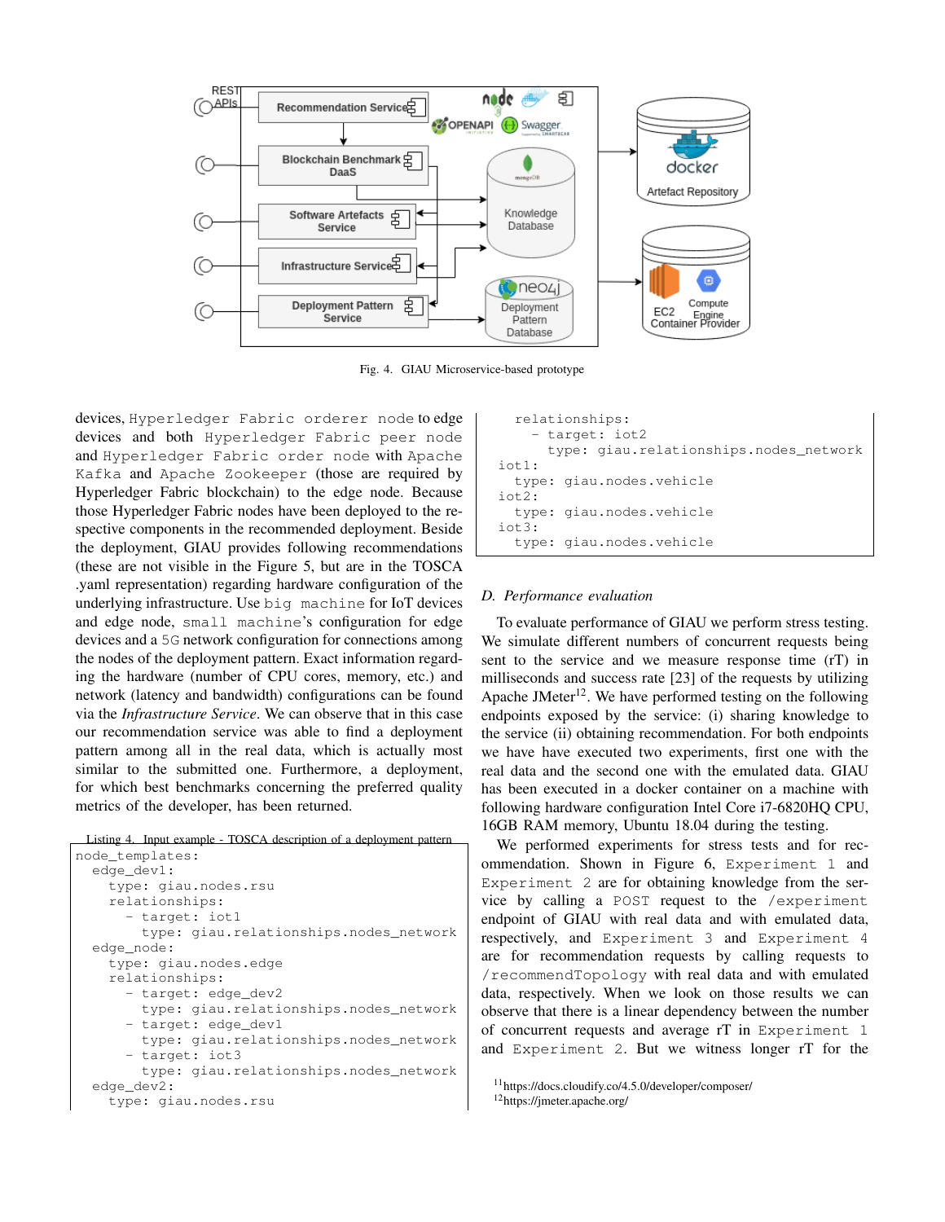Fig. 4. GIAU Microservice-based prototype

devices, `Hyperledger Fabric orderer node` to edge devices and both `Hyperledger Fabric peer node` and `Hyperledger Fabric order node` with `Apache Kafka` and `Apache Zookeeper` (those are required by Hyperledger Fabric blockchain) to the edge node. Because those Hyperledger Fabric nodes have been deployed to the respective components in the recommended deployment. Beside the deployment, GIAU provides following recommendations (these are not visible in the Figure 5, but are in the TOSCA .yaml representation) regarding hardware configuration of the underlying infrastructure. Use `big machine` for IoT devices and edge node, `small machine`'s configuration for edge devices and a `5G` network configuration for connections among the nodes of the deployment pattern. Exact information regarding the hardware (number of CPU cores, memory, etc.) and network (latency and bandwidth) configurations can be found via the *Infrastructure Service*. We can observe that in this case our recommendation service was able to find a deployment pattern among all in the real data, which is actually most similar to the submitted one. Furthermore, a deployment, for which best benchmarks concerning the preferred quality metrics of the developer, has been returned.

Listing 4. Input example - TOSCA description of a deployment pattern

```
node_templates:
  edge_dev1:
    type: giau.nodes.rsu
    relationships:
      - target: iot1
        type: giau.relationships.nodes_network
  edge_node:
    type: giau.nodes.edge
    relationships:
      - target: edge_dev2
        type: giau.relationships.nodes_network
      - target: edge_dev1
        type: giau.relationships.nodes_network
      - target: iot3
        type: giau.relationships.nodes_network
  edge_dev2:
    type: giau.nodes.rsu
    relationships:
      - target: iot2
        type: giau.relationships.nodes_network
  iot1:
    type: giau.nodes.vehicle
  iot2:
    type: giau.nodes.vehicle
  iot3:
    type: giau.nodes.vehicle
```

### D. Performance evaluation

To evaluate performance of GIAU we perform stress testing. We simulate different numbers of concurrent requests being sent to the service and we measure response time (rT) in milliseconds and success rate [23] of the requests by utilizing Apache JMeter[12]. We have performed testing on the following endpoints exposed by the service: (i) sharing knowledge to the service (ii) obtaining recommendation. For both endpoints we have have executed two experiments, first one with the real data and the second one with the emulated data. GIAU has been executed in a docker container on a machine with following hardware configuration Intel Core i7-6820HQ CPU, 16GB RAM memory, Ubuntu 18.04 during the testing.

We performed experiments for stress tests and for recommendation. Shown in Figure 6, `Experiment 1` and `Experiment 2` are for obtaining knowledge from the service by calling a `POST` request to the `/experiment` endpoint of GIAU with real data and with emulated data, respectively, and `Experiment 3` and `Experiment 4` are for recommendation requests by calling requests to `/recommendTopology` with real data and with emulated data, respectively. When we look on those results we can observe that there is a linear dependency between the number of concurrent requests and average rT in `Experiment 1` and `Experiment 2`. But we witness longer rT for the

[11] https://docs.cloudify.co/4.5.0/developer/composer/

[12] https://jmeter.apache.org/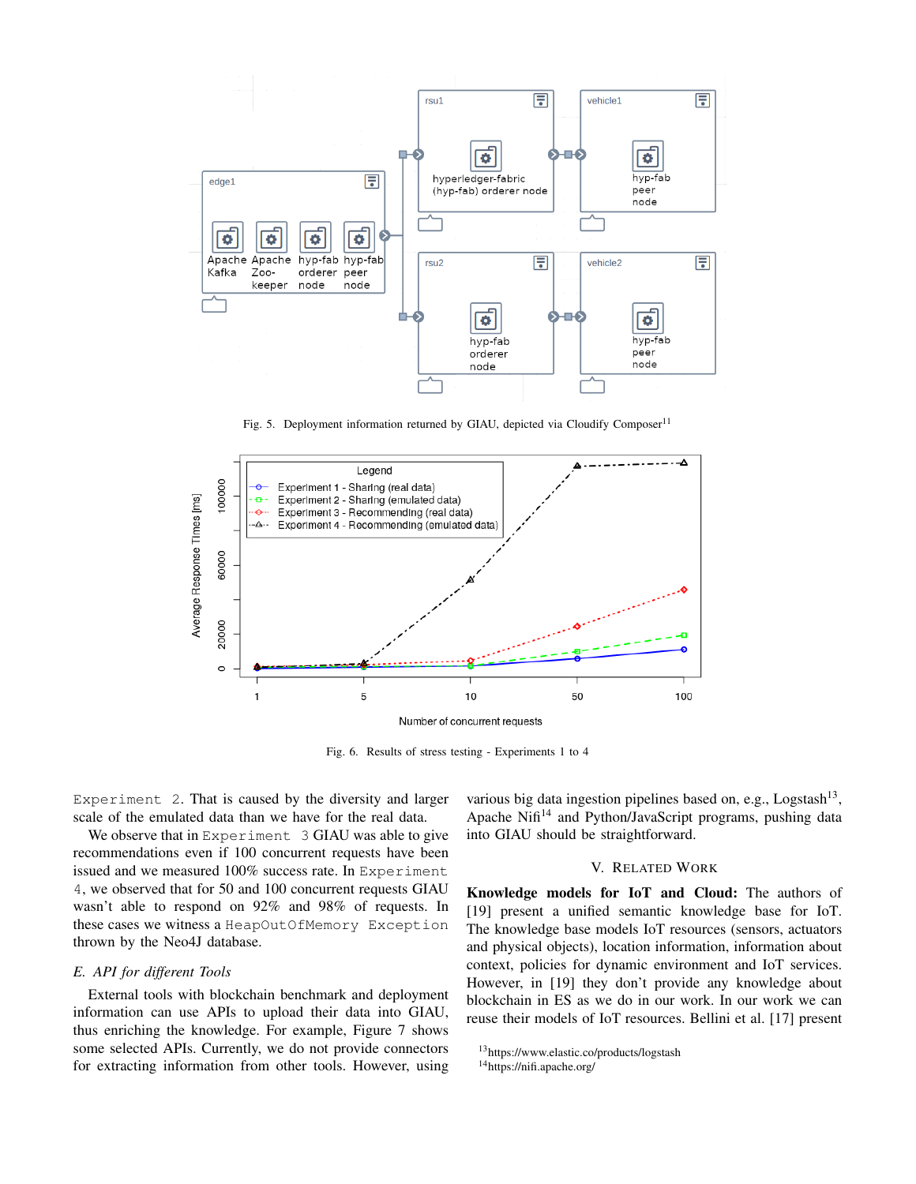Fig. 5. Deployment information returned by GIAU, depicted via Cloudify Composer[11]

Fig. 6. Results of stress testing - Experiments 1 to 4

`Experiment 2`. That is caused by the diversity and larger scale of the emulated data than we have for the real data.

We observe that in `Experiment 3` GIAU was able to give recommendations even if 100 concurrent requests have been issued and we measured 100% success rate. In `Experiment 4`, we observed that for 50 and 100 concurrent requests GIAU wasn't able to respond on 92% and 98% of requests. In these cases we witness a `HeapOutOfMemory Exception` thrown by the Neo4J database.

### *E. API for different Tools*

External tools with blockchain benchmark and deployment information can use APIs to upload their data into GIAU, thus enriching the knowledge. For example, Figure 7 shows some selected APIs. Currently, we do not provide connectors for extracting information from other tools. However, using various big data ingestion pipelines based on, e.g., Logstash[13], Apache Nifi[14] and Python/JavaScript programs, pushing data into GIAU should be straightforward.

## V. Related Work

**Knowledge models for IoT and Cloud:** The authors of [19] present a unified semantic knowledge base for IoT. The knowledge base models IoT resources (sensors, actuators and physical objects), location information, information about context, policies for dynamic environment and IoT services. However, in [19] they don't provide any knowledge about blockchain in ES as we do in our work. In our work we can reuse their models of IoT resources. Bellini et al. [17] present

[13]https://www.elastic.co/products/logstash
[14]https://nifi.apache.org/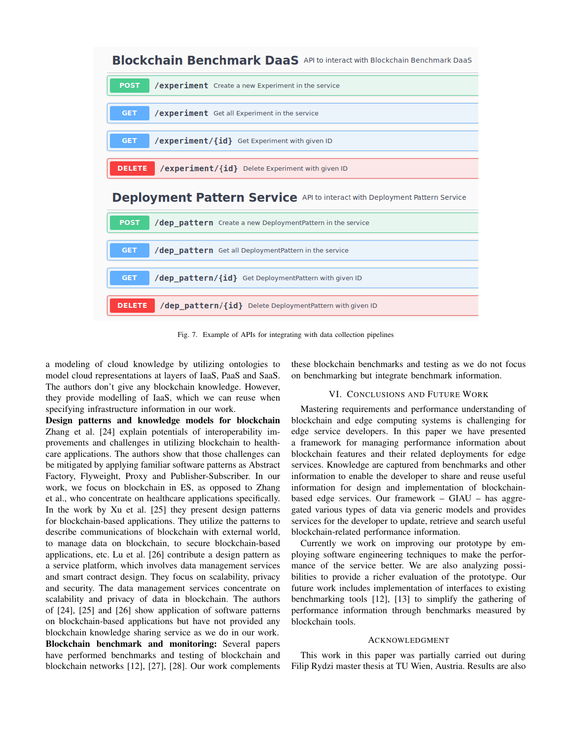**Blockchain Benchmark DaaS** API to interact with Blockchain Benchmark DaaS

| Method | Endpoint | Description |
| --- | --- | --- |
| POST | `/experiment` | Create a new Experiment in the service |
| GET | `/experiment` | Get all Experiment in the service |
| GET | `/experiment/{id}` | Get Experiment with given ID |
| DELETE | `/experiment/{id}` | Delete Experiment with given ID |

**Deployment Pattern Service** API to interact with Deployment Pattern Service

| Method | Endpoint | Description |
| --- | --- | --- |
| POST | `/dep_pattern` | Create a new DeploymentPattern in the service |
| GET | `/dep_pattern` | Get all DeploymentPattern in the service |
| GET | `/dep_pattern/{id}` | Get DeploymentPattern with given ID |
| DELETE | `/dep_pattern/{id}` | Delete DeploymentPattern with given ID |

Fig. 7. Example of APIs for integrating with data collection pipelines

a modeling of cloud knowledge by utilizing ontologies to model cloud representations at layers of IaaS, PaaS and SaaS. The authors don't give any blockchain knowledge. However, they provide modelling of IaaS, which we can reuse when specifying infrastructure information in our work.

**Design patterns and knowledge models for blockchain** Zhang et al. [24] explain potentials of interoperability improvements and challenges in utilizing blockchain to healthcare applications. The authors show that those challenges can be mitigated by applying familiar software patterns as Abstract Factory, Flyweight, Proxy and Publisher-Subscriber. In our work, we focus on blockchain in ES, as opposed to Zhang et al., who concentrate on healthcare applications specifically. In the work by Xu et al. [25] they present design patterns for blockchain-based applications. They utilize the patterns to describe communications of blockchain with external world, to manage data on blockchain, to secure blockchain-based applications, etc. Lu et al. [26] contribute a design pattern as a service platform, which involves data management services and smart contract design. They focus on scalability, privacy and security. The data management services concentrate on scalability and privacy of data in blockchain. The authors of [24], [25] and [26] show application of software patterns on blockchain-based applications but have not provided any blockchain knowledge sharing service as we do in our work.

**Blockchain benchmark and monitoring:** Several papers have performed benchmarks and testing of blockchain and blockchain networks [12], [27], [28]. Our work complements these blockchain benchmarks and testing as we do not focus on benchmarking but integrate benchmark information.

## VI. Conclusions and Future Work

Mastering requirements and performance understanding of blockchain and edge computing systems is challenging for edge service developers. In this paper we have presented a framework for managing performance information about blockchain features and their related deployments for edge services. Knowledge are captured from benchmarks and other information to enable the developer to share and reuse useful information for design and implementation of blockchain-based edge services. Our framework – GIAU – has aggregated various types of data via generic models and provides services for the developer to update, retrieve and search useful blockchain-related performance information.

Currently we work on improving our prototype by employing software engineering techniques to make the performance of the service better. We are also analyzing possibilities to provide a richer evaluation of the prototype. Our future work includes implementation of interfaces to existing benchmarking tools [12], [13] to simplify the gathering of performance information through benchmarks measured by blockchain tools.

## Acknowledgment

This work in this paper was partially carried out during Filip Rydzi master thesis at TU Wien, Austria. Results are also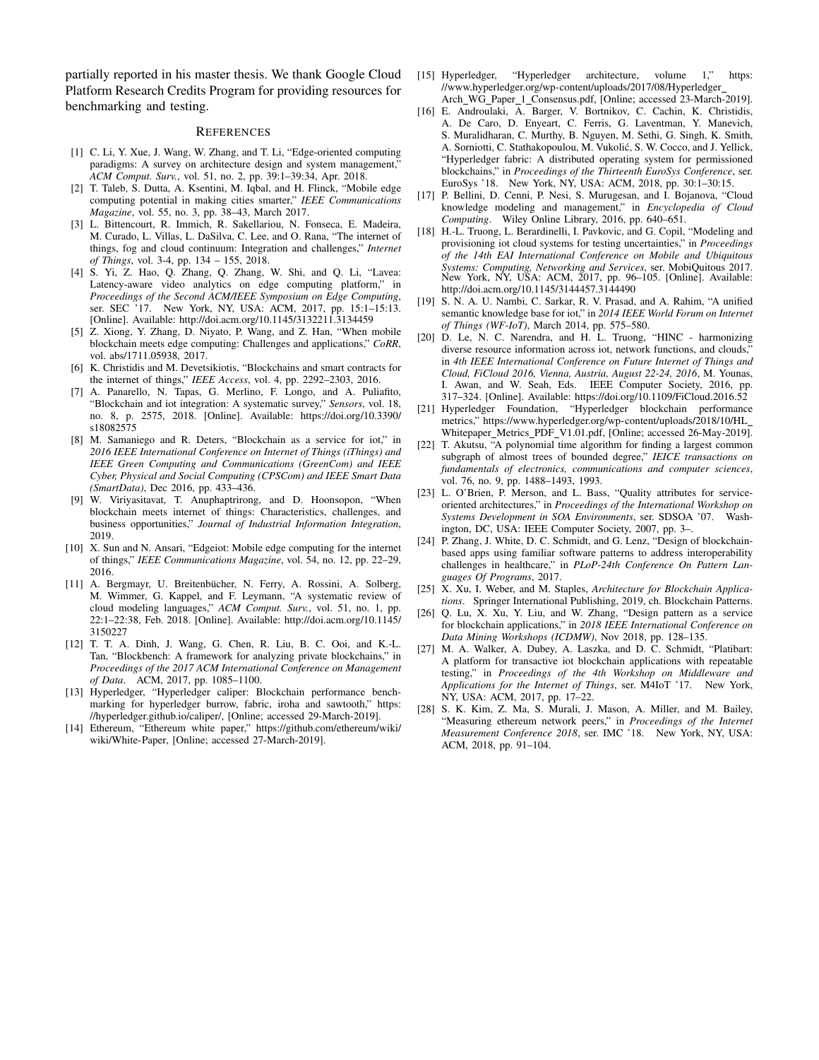partially reported in his master thesis. We thank Google Cloud Platform Research Credits Program for providing resources for benchmarking and testing.

## References

[1] C. Li, Y. Xue, J. Wang, W. Zhang, and T. Li, "Edge-oriented computing paradigms: A survey on architecture design and system management," *ACM Comput. Surv.*, vol. 51, no. 2, pp. 39:1–39:34, Apr. 2018.

[2] T. Taleb, S. Dutta, A. Ksentini, M. Iqbal, and H. Flinck, "Mobile edge computing potential in making cities smarter," *IEEE Communications Magazine*, vol. 55, no. 3, pp. 38–43, March 2017.

[3] L. Bittencourt, R. Immich, R. Sakellariou, N. Fonseca, E. Madeira, M. Curado, L. Villas, L. DaSilva, C. Lee, and O. Rana, "The internet of things, fog and cloud continuum: Integration and challenges," *Internet of Things*, vol. 3-4, pp. 134 – 155, 2018.

[4] S. Yi, Z. Hao, Q. Zhang, Q. Zhang, W. Shi, and Q. Li, "Lavea: Latency-aware video analytics on edge computing platform," in *Proceedings of the Second ACM/IEEE Symposium on Edge Computing*, ser. SEC '17. New York, NY, USA: ACM, 2017, pp. 15:1–15:13. [Online]. Available: http://doi.acm.org/10.1145/3132211.3134459

[5] Z. Xiong, Y. Zhang, D. Niyato, P. Wang, and Z. Han, "When mobile blockchain meets edge computing: Challenges and applications," *CoRR*, vol. abs/1711.05938, 2017.

[6] K. Christidis and M. Devetsikiotis, "Blockchains and smart contracts for the internet of things," *IEEE Access*, vol. 4, pp. 2292–2303, 2016.

[7] A. Panarello, N. Tapas, G. Merlino, F. Longo, and A. Puliafito, "Blockchain and iot integration: A systematic survey," *Sensors*, vol. 18, no. 8, p. 2575, 2018. [Online]. Available: https://doi.org/10.3390/s18082575

[8] M. Samaniego and R. Deters, "Blockchain as a service for iot," in *2016 IEEE International Conference on Internet of Things (iThings) and IEEE Green Computing and Communications (GreenCom) and IEEE Cyber, Physical and Social Computing (CPSCom) and IEEE Smart Data (SmartData)*, Dec 2016, pp. 433–436.

[9] W. Viriyasitavat, T. Anuphaptrirong, and D. Hoonsopon, "When blockchain meets internet of things: Characteristics, challenges, and business opportunities," *Journal of Industrial Information Integration*, 2019.

[10] X. Sun and N. Ansari, "Edgeiot: Mobile edge computing for the internet of things," *IEEE Communications Magazine*, vol. 54, no. 12, pp. 22–29, 2016.

[11] A. Bergmayr, U. Breitenbücher, N. Ferry, A. Rossini, A. Solberg, M. Wimmer, G. Kappel, and F. Leymann, "A systematic review of cloud modeling languages," *ACM Comput. Surv.*, vol. 51, no. 1, pp. 22:1–22:38, Feb. 2018. [Online]. Available: http://doi.acm.org/10.1145/3150227

[12] T. T. A. Dinh, J. Wang, G. Chen, R. Liu, B. C. Ooi, and K.-L. Tan, "Blockbench: A framework for analyzing private blockchains," in *Proceedings of the 2017 ACM International Conference on Management of Data*. ACM, 2017, pp. 1085–1100.

[13] Hyperledger, "Hyperledger caliper: Blockchain performance benchmarking for hyperledger burrow, fabric, iroha and sawtooth," https://hyperledger.github.io/caliper/, [Online; accessed 29-March-2019].

[14] Ethereum, "Ethereum white paper," https://github.com/ethereum/wiki/wiki/White-Paper, [Online; accessed 27-March-2019].

[15] Hyperledger, "Hyperledger architecture, volume 1," https://www.hyperledger.org/wp-content/uploads/2017/08/Hyperledger_Arch_WG_Paper_1_Consensus.pdf, [Online; accessed 23-March-2019].

[16] E. Androulaki, A. Barger, V. Bortnikov, C. Cachin, K. Christidis, A. De Caro, D. Enyeart, C. Ferris, G. Laventman, Y. Manevich, S. Muralidharan, C. Murthy, B. Nguyen, M. Sethi, G. Singh, K. Smith, A. Sorniotti, C. Stathakopoulou, M. Vukolić, S. W. Cocco, and J. Yellick, "Hyperledger fabric: A distributed operating system for permissioned blockchains," in *Proceedings of the Thirteenth EuroSys Conference*, ser. EuroSys '18. New York, NY, USA: ACM, 2018, pp. 30:1–30:15.

[17] P. Bellini, D. Cenni, P. Nesi, S. Murugesan, and I. Bojanova, "Cloud knowledge modeling and management," in *Encyclopedia of Cloud Computing*. Wiley Online Library, 2016, pp. 640–651.

[18] H.-L. Truong, L. Berardinelli, I. Pavkovic, and G. Copil, "Modeling and provisioning iot cloud systems for testing uncertainties," in *Proceedings of the 14th EAI International Conference on Mobile and Ubiquitous Systems: Computing, Networking and Services*, ser. MobiQuitous 2017. New York, NY, USA: ACM, 2017, pp. 96–105. [Online]. Available: http://doi.acm.org/10.1145/3144457.3144490

[19] S. N. A. U. Nambi, C. Sarkar, R. V. Prasad, and A. Rahim, "A unified semantic knowledge base for iot," in *2014 IEEE World Forum on Internet of Things (WF-IoT)*, March 2014, pp. 575–580.

[20] D. Le, N. C. Narendra, and H. L. Truong, "HINC - harmonizing diverse resource information across iot, network functions, and clouds," in *4th IEEE International Conference on Future Internet of Things and Cloud, FiCloud 2016, Vienna, Austria, August 22-24, 2016*, M. Younas, I. Awan, and W. Seah, Eds. IEEE Computer Society, 2016, pp. 317–324. [Online]. Available: https://doi.org/10.1109/FiCloud.2016.52

[21] Hyperledger Foundation, "Hyperledger blockchain performance metrics," https://www.hyperledger.org/wp-content/uploads/2018/10/HL_Whitepaper_Metrics_PDF_V1.01.pdf, [Online; accessed 26-May-2019].

[22] T. Akutsu, "A polynomial time algorithm for finding a largest common subgraph of almost trees of bounded degree," *IEICE transactions on fundamentals of electronics, communications and computer sciences*, vol. 76, no. 9, pp. 1488–1493, 1993.

[23] L. O'Brien, P. Merson, and L. Bass, "Quality attributes for service-oriented architectures," in *Proceedings of the International Workshop on Systems Development in SOA Environments*, ser. SDSOA '07. Washington, DC, USA: IEEE Computer Society, 2007, pp. 3–.

[24] P. Zhang, J. White, D. C. Schmidt, and G. Lenz, "Design of blockchain-based apps using familiar software patterns to address interoperability challenges in healthcare," in *PLoP-24th Conference On Pattern Languages Of Programs*, 2017.

[25] X. Xu, I. Weber, and M. Staples, *Architecture for Blockchain Applications*. Springer International Publishing, 2019, ch. Blockchain Patterns.

[26] Q. Lu, X. Xu, Y. Liu, and W. Zhang, "Design pattern as a service for blockchain applications," in *2018 IEEE International Conference on Data Mining Workshops (ICDMW)*, Nov 2018, pp. 128–135.

[27] M. A. Walker, A. Dubey, A. Laszka, and D. C. Schmidt, "Platibart: A platform for transactive iot blockchain applications with repeatable testing," in *Proceedings of the 4th Workshop on Middleware and Applications for the Internet of Things*, ser. M4IoT '17. New York, NY, USA: ACM, 2017, pp. 17–22.

[28] S. K. Kim, Z. Ma, S. Murali, J. Mason, A. Miller, and M. Bailey, "Measuring ethereum network peers," in *Proceedings of the Internet Measurement Conference 2018*, ser. IMC '18. New York, NY, USA: ACM, 2018, pp. 91–104.